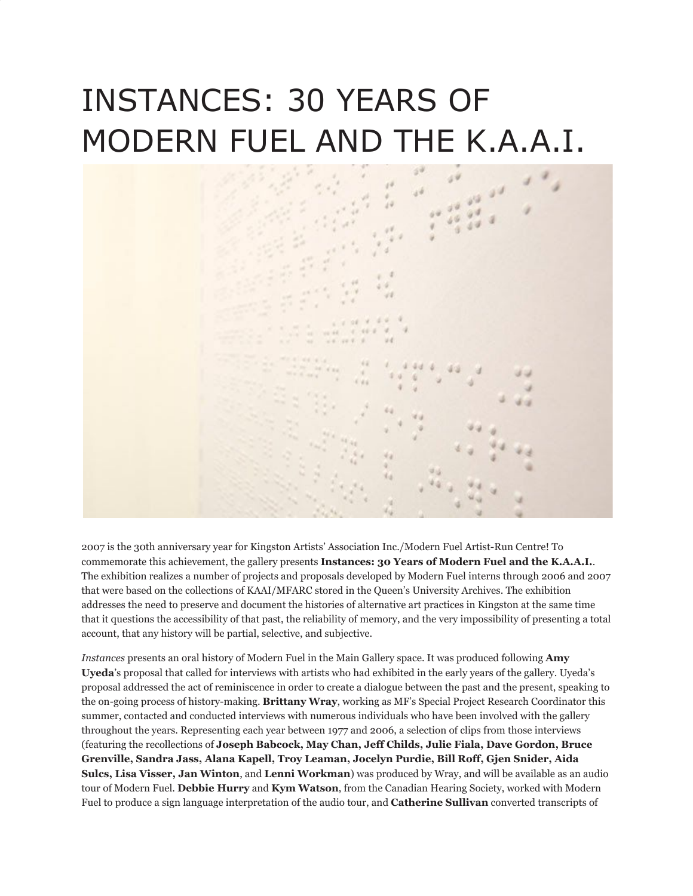# INSTANCES: 30 YEARS OF MODERN FUEL AND THE K.A.A.I.

2007 is the 30th anniversary year for Kingston Artists' Association Inc./Modern Fuel Artist-Run Centre! To commemorate this achievement, the gallery presents **Instances: 30 Years of Modern Fuel and the K.A.A.I.**. The exhibition realizes a number of projects and proposals developed by Modern Fuel interns through 2006 and 2007 that were based on the collections of KAAI/MFARC stored in the Queen's University Archives. The exhibition addresses the need to preserve and document the histories of alternative art practices in Kingston at the same time that it questions the accessibility of that past, the reliability of memory, and the very impossibility of presenting a total account, that any history will be partial, selective, and subjective.

*Instances* presents an oral history of Modern Fuel in the Main Gallery space. It was produced following **Amy Uyeda**'s proposal that called for interviews with artists who had exhibited in the early years of the gallery. Uyeda's proposal addressed the act of reminiscence in order to create a dialogue between the past and the present, speaking to the on-going process of history-making. **Brittany Wray**, working as MF's Special Project Research Coordinator this summer, contacted and conducted interviews with numerous individuals who have been involved with the gallery throughout the years. Representing each year between 1977 and 2006, a selection of clips from those interviews (featuring the recollections of **Joseph Babcock, May Chan, Jeff Childs, Julie Fiala, Dave Gordon, Bruce Grenville, Sandra Jass, Alana Kapell, Troy Leaman, Jocelyn Purdie, Bill Roff, Gjen Snider, Aida Sulcs, Lisa Visser, Jan Winton**, and **Lenni Workman**) was produced by Wray, and will be available as an audio tour of Modern Fuel. **Debbie Hurry** and **Kym Watson**, from the Canadian Hearing Society, worked with Modern Fuel to produce a sign language interpretation of the audio tour, and **Catherine Sullivan** converted transcripts of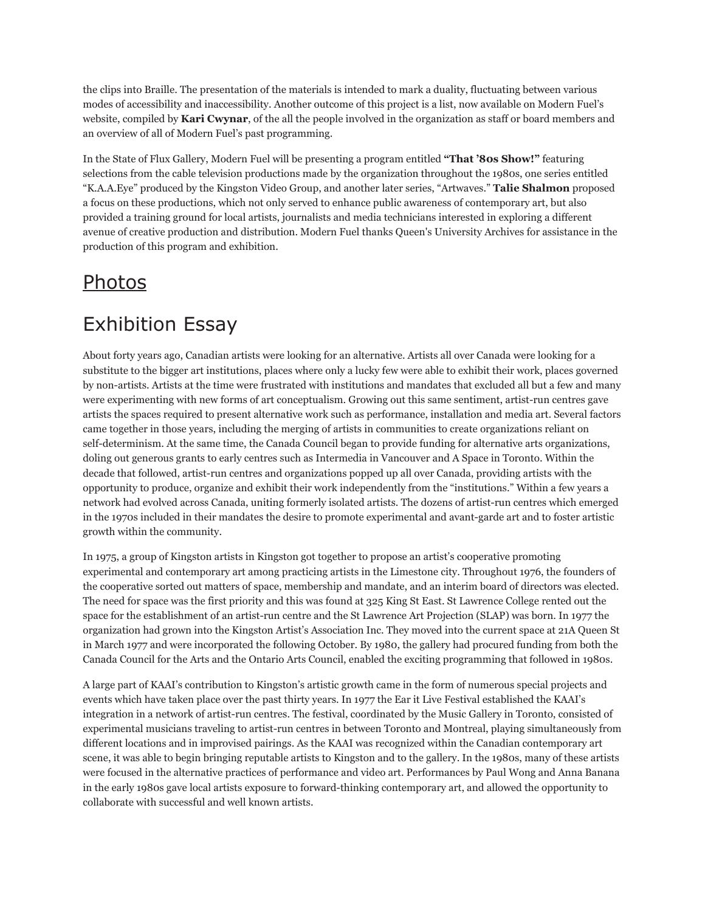the clips into Braille. The presentation of the materials is intended to mark a duality, fluctuating between various modes of accessibility and inaccessibility. Another outcome of this project is a list, now available on Modern Fuel's website, compiled by **Kari Cwynar**, of the all the people involved in the organization as staff or board members and an overview of all of Modern Fuel's past programming.

In the State of Flux Gallery, Modern Fuel will be presenting a program entitled **"That '80s Show!"** featuring selections from the cable television productions made by the organization throughout the 1980s, one series entitled "K.A.A.Eye" produced by the Kingston Video Group, and another later series, "Artwaves." **Talie Shalmon** proposed a focus on these productions, which not only served to enhance public awareness of contemporary art, but also provided a training ground for local artists, journalists and media technicians interested in exploring a different avenue of creative production and distribution. Modern Fuel thanks Queen's University Archives for assistance in the production of this program and exhibition.

## Photos

## Exhibition Essay

About forty years ago, Canadian artists were looking for an alternative. Artists all over Canada were looking for a substitute to the bigger art institutions, places where only a lucky few were able to exhibit their work, places governed by non-artists. Artists at the time were frustrated with institutions and mandates that excluded all but a few and many were experimenting with new forms of art conceptualism. Growing out this same sentiment, artist-run centres gave artists the spaces required to present alternative work such as performance, installation and media art. Several factors came together in those years, including the merging of artists in communities to create organizations reliant on self-determinism. At the same time, the Canada Council began to provide funding for alternative arts organizations, doling out generous grants to early centres such as Intermedia in Vancouver and A Space in Toronto. Within the decade that followed, artist-run centres and organizations popped up all over Canada, providing artists with the opportunity to produce, organize and exhibit their work independently from the "institutions." Within a few years a network had evolved across Canada, uniting formerly isolated artists. The dozens of artist-run centres which emerged in the 1970s included in their mandates the desire to promote experimental and avant-garde art and to foster artistic growth within the community.

In 1975, a group of Kingston artists in Kingston got together to propose an artist's cooperative promoting experimental and contemporary art among practicing artists in the Limestone city. Throughout 1976, the founders of the cooperative sorted out matters of space, membership and mandate, and an interim board of directors was elected. The need for space was the first priority and this was found at 325 King St East. St Lawrence College rented out the space for the establishment of an artist-run centre and the St Lawrence Art Projection (SLAP) was born. In 1977 the organization had grown into the Kingston Artist's Association Inc. They moved into the current space at 21A Queen St in March 1977 and were incorporated the following October. By 1980, the gallery had procured funding from both the Canada Council for the Arts and the Ontario Arts Council, enabled the exciting programming that followed in 1980s.

A large part of KAAI's contribution to Kingston's artistic growth came in the form of numerous special projects and events which have taken place over the past thirty years. In 1977 the Ear it Live Festival established the KAAI's integration in a network of artist-run centres. The festival, coordinated by the Music Gallery in Toronto, consisted of experimental musicians traveling to artist-run centres in between Toronto and Montreal, playing simultaneously from different locations and in improvised pairings. As the KAAI was recognized within the Canadian contemporary art scene, it was able to begin bringing reputable artists to Kingston and to the gallery. In the 1980s, many of these artists were focused in the alternative practices of performance and video art. Performances by Paul Wong and Anna Banana in the early 1980s gave local artists exposure to forward-thinking contemporary art, and allowed the opportunity to collaborate with successful and well known artists.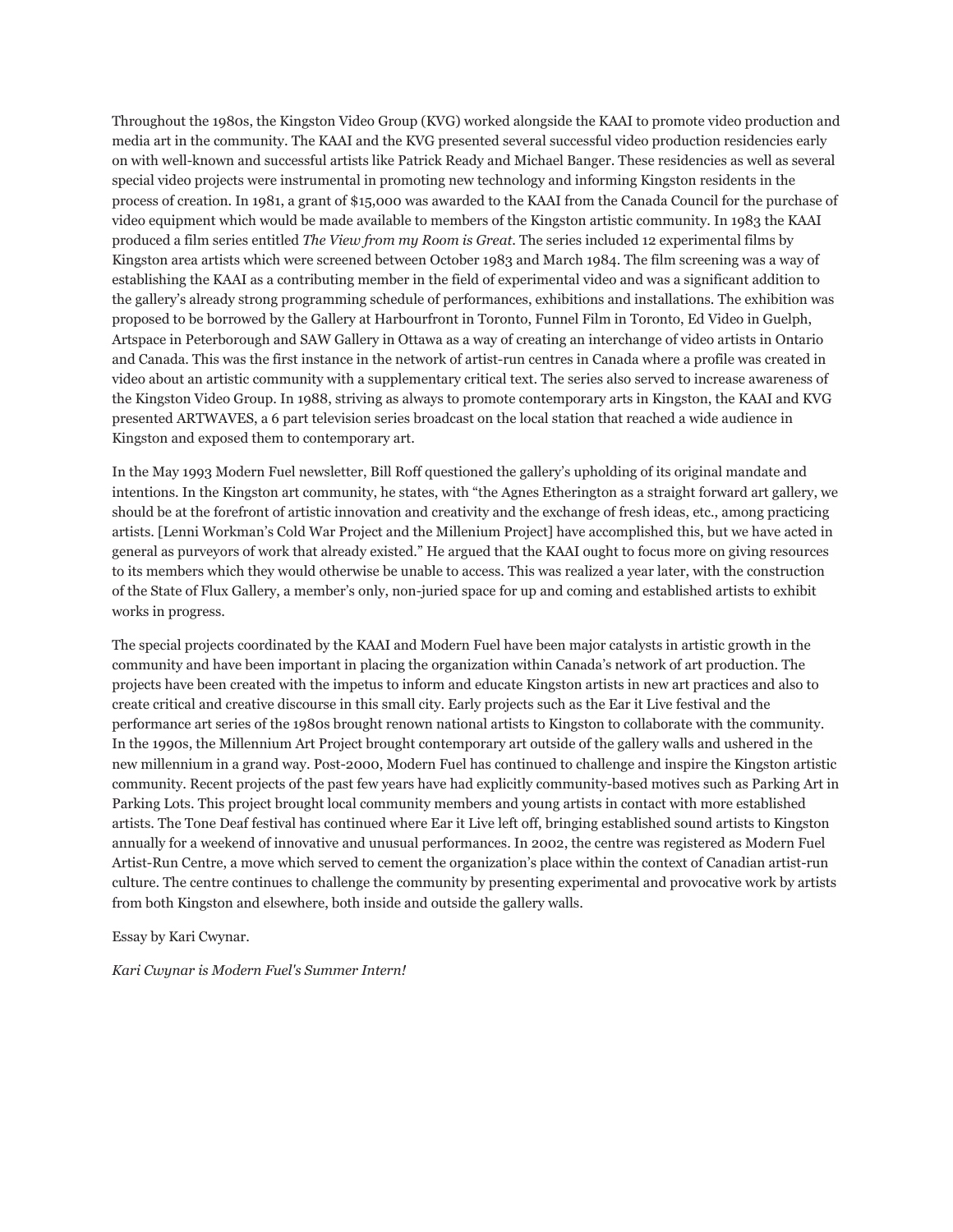Throughout the 1980s, the Kingston Video Group (KVG) worked alongside the KAAI to promote video production and media art in the community. The KAAI and the KVG presented several successful video production residencies early on with well-known and successful artists like Patrick Ready and Michael Banger. These residencies as well as several special video projects were instrumental in promoting new technology and informing Kingston residents in the process of creation. In 1981, a grant of $15,000 was awarded to the KAAI from the Canada Council for the purchase of video equipment which would be made available to members of the Kingston artistic community. In 1983 the KAAI produced a film series entitled *The View from my Room is Great*. The series included 12 experimental films by Kingston area artists which were screened between October 1983 and March 1984. The film screening was a way of establishing the KAAI as a contributing member in the field of experimental video and was a significant addition to the gallery's already strong programming schedule of performances, exhibitions and installations. The exhibition was proposed to be borrowed by the Gallery at Harbourfront in Toronto, Funnel Film in Toronto, Ed Video in Guelph, Artspace in Peterborough and SAW Gallery in Ottawa as a way of creating an interchange of video artists in Ontario and Canada. This was the first instance in the network of artist-run centres in Canada where a profile was created in video about an artistic community with a supplementary critical text. The series also served to increase awareness of the Kingston Video Group. In 1988, striving as always to promote contemporary arts in Kingston, the KAAI and KVG presented ARTWAVES, a 6 part television series broadcast on the local station that reached a wide audience in Kingston and exposed them to contemporary art.

In the May 1993 Modern Fuel newsletter, Bill Roff questioned the gallery's upholding of its original mandate and intentions. In the Kingston art community, he states, with "the Agnes Etherington as a straight forward art gallery, we should be at the forefront of artistic innovation and creativity and the exchange of fresh ideas, etc., among practicing artists. [Lenni Workman's Cold War Project and the Millenium Project] have accomplished this, but we have acted in general as purveyors of work that already existed." He argued that the KAAI ought to focus more on giving resources to its members which they would otherwise be unable to access. This was realized a year later, with the construction of the State of Flux Gallery, a member's only, non-juried space for up and coming and established artists to exhibit works in progress.

The special projects coordinated by the KAAI and Modern Fuel have been major catalysts in artistic growth in the community and have been important in placing the organization within Canada's network of art production. The projects have been created with the impetus to inform and educate Kingston artists in new art practices and also to create critical and creative discourse in this small city. Early projects such as the Ear it Live festival and the performance art series of the 1980s brought renown national artists to Kingston to collaborate with the community. In the 1990s, the Millennium Art Project brought contemporary art outside of the gallery walls and ushered in the new millennium in a grand way. Post-2000, Modern Fuel has continued to challenge and inspire the Kingston artistic community. Recent projects of the past few years have had explicitly community-based motives such as Parking Art in Parking Lots. This project brought local community members and young artists in contact with more established artists. The Tone Deaf festival has continued where Ear it Live left off, bringing established sound artists to Kingston annually for a weekend of innovative and unusual performances. In 2002, the centre was registered as Modern Fuel Artist-Run Centre, a move which served to cement the organization's place within the context of Canadian artist-run culture. The centre continues to challenge the community by presenting experimental and provocative work by artists from both Kingston and elsewhere, both inside and outside the gallery walls.

Essay by Kari Cwynar.

*Kari Cwynar is Modern Fuel's Summer Intern!*